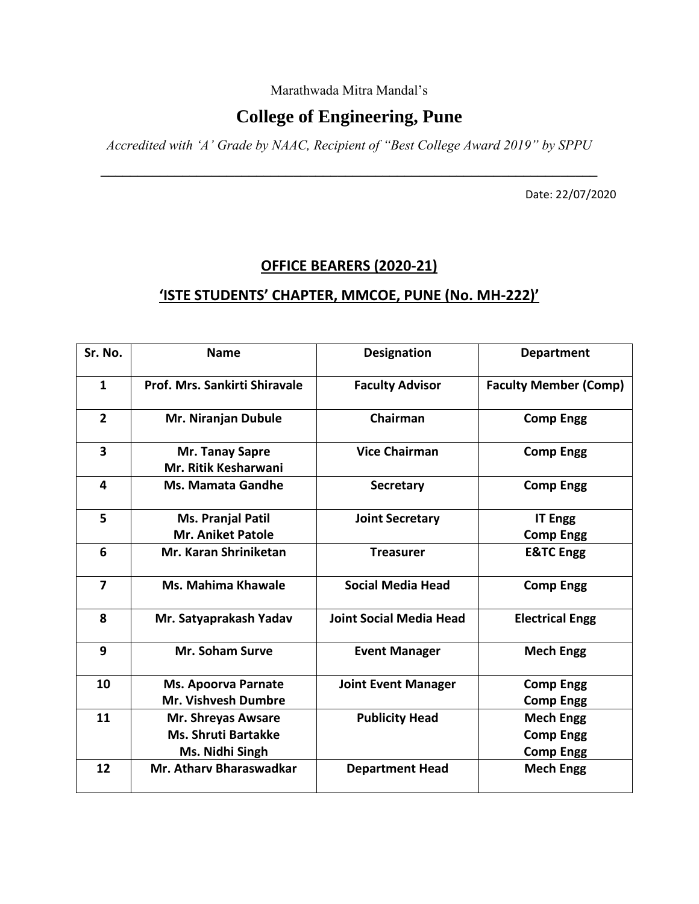Marathwada Mitra Mandal's

# College of Engineering, Pune

*Accredited with 'A' Grade by NAAC, Recipient of "Best College Award 2019" by SPPU*

---

Date: 22/07/2020

## OFFICE BEARERS (2020-21)

## 'ISTE STUDENTS' CHAPTER, MMCOE, PUNE (No. MH-222)'

| Sr. No. | Name | Designation | Department |
|---|---|---|---|
| **1** | **Prof. Mrs. Sankirti Shiravale** | **Faculty Advisor** | **Faculty Member (Comp)** |
| **2** | **Mr. Niranjan Dubule** | **Chairman** | **Comp Engg** |
| **3** | **Mr. Tanay Sapre**<br>**Mr. Ritik Kesharwani** | **Vice Chairman** | **Comp Engg** |
| **4** | **Ms. Mamata Gandhe** | **Secretary** | **Comp Engg** |
| **5** | **Ms. Pranjal Patil**<br>**Mr. Aniket Patole** | **Joint Secretary** | **IT Engg**<br>**Comp Engg** |
| **6** | **Mr. Karan Shriniketan** | **Treasurer** | **E&TC Engg** |
| **7** | **Ms. Mahima Khawale** | **Social Media Head** | **Comp Engg** |
| **8** | **Mr. Satyaprakash Yadav** | **Joint Social Media Head** | **Electrical Engg** |
| **9** | **Mr. Soham Surve** | **Event Manager** | **Mech Engg** |
| **10** | **Ms. Apoorva Parnate**<br>**Mr. Vishvesh Dumbre** | **Joint Event Manager** | **Comp Engg**<br>**Comp Engg** |
| **11** | **Mr. Shreyas Awsare**<br>**Ms. Shruti Bartakke**<br>**Ms. Nidhi Singh** | **Publicity Head** | **Mech Engg**<br>**Comp Engg**<br>**Comp Engg** |
| **12** | **Mr. Atharv Bharaswadkar** | **Department Head** | **Mech Engg** |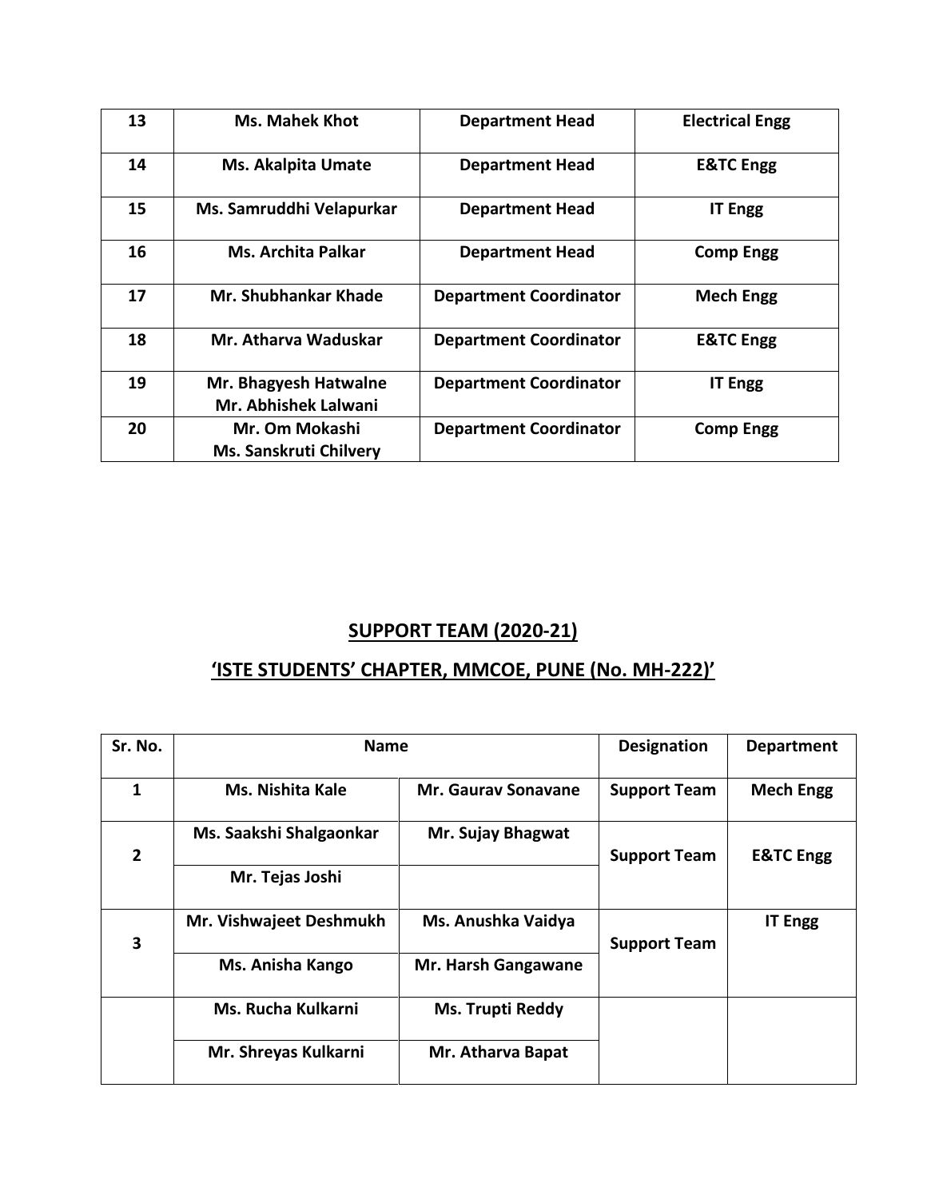| 13 | Ms. Mahek Khot | Department Head | Electrical Engg |
|---|---|---|---|
| 14 | Ms. Akalpita Umate | Department Head | E&TC Engg |
| 15 | Ms. Samruddhi Velapurkar | Department Head | IT Engg |
| 16 | Ms. Archita Palkar | Department Head | Comp Engg |
| 17 | Mr. Shubhankar Khade | Department Coordinator | Mech Engg |
| 18 | Mr. Atharva Waduskar | Department Coordinator | E&TC Engg |
| 19 | Mr. Bhagyesh Hatwalne<br>Mr. Abhishek Lalwani | Department Coordinator | IT Engg |
| 20 | Mr. Om Mokashi<br>Ms. Sanskruti Chilvery | Department Coordinator | Comp Engg |

## SUPPORT TEAM (2020-21)

## 'ISTE STUDENTS' CHAPTER, MMCOE, PUNE (No. MH-222)'

| Sr. No. | Name | | Designation | Department |
|---|---|---|---|---|
| 1 | Ms. Nishita Kale | Mr. Gaurav Sonavane | Support Team | Mech Engg |
| 2 | Ms. Saakshi Shalgaonkar | Mr. Sujay Bhagwat | Support Team | E&TC Engg |
| | Mr. Tejas Joshi | | | |
| 3 | Mr. Vishwajeet Deshmukh | Ms. Anushka Vaidya | Support Team | IT Engg |
| | Ms. Anisha Kango | Mr. Harsh Gangawane | | |
| | Ms. Rucha Kulkarni | Ms. Trupti Reddy | | |
| | Mr. Shreyas Kulkarni | Mr. Atharva Bapat | | |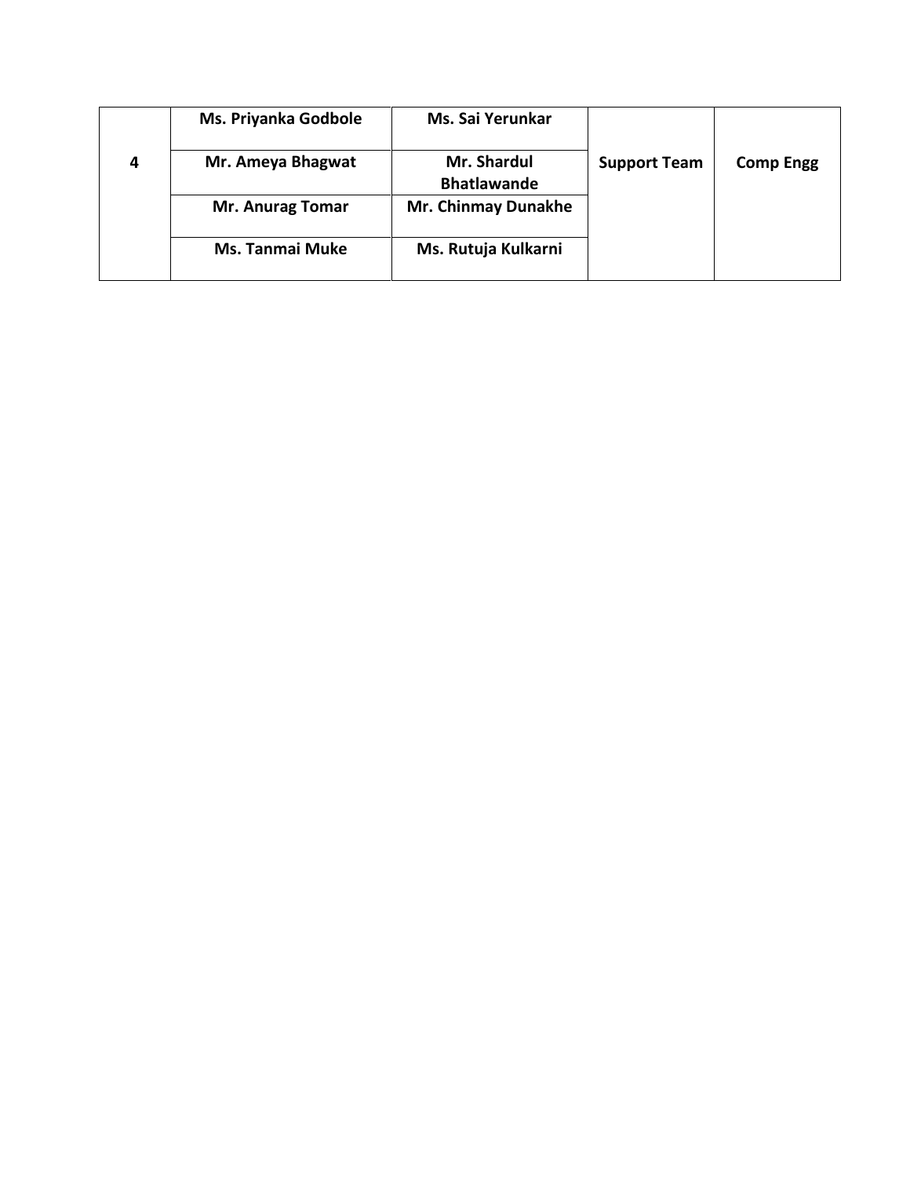| | | | | |
|---|---|---|---|---|
| **4** | **Ms. Priyanka Godbole** | **Ms. Sai Yerunkar** | **Support Team** | **Comp Engg** |
| | **Mr. Ameya Bhagwat** | **Mr. Shardul Bhatlawande** | | |
| | **Mr. Anurag Tomar** | **Mr. Chinmay Dunakhe** | | |
| | **Ms. Tanmai Muke** | **Ms. Rutuja Kulkarni** | | |